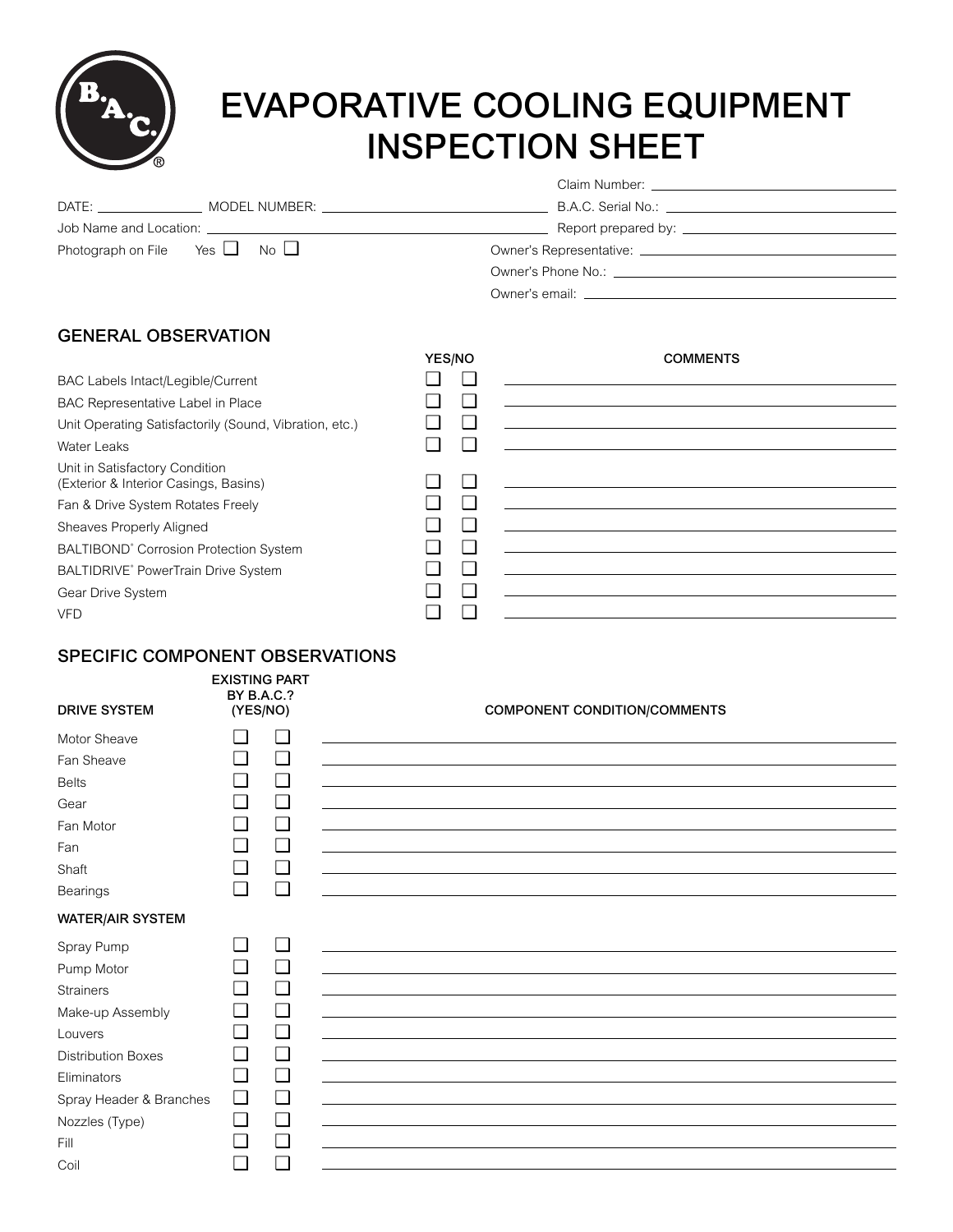# EVAPORATIVE COOLING EQUIPMENT INSPECTION SHEET

Claim Number: \_\_\_\_\_\_\_\_\_\_\_\_\_\_\_\_\_\_\_\_

DATE: \_\_\_\_\_\_\_\_\_\_ MODEL NUMBER: \_\_\_\_\_\_\_\_\_\_\_\_\_\_\_\_\_\_\_\_ B.A.C. Serial No.: \_\_\_\_\_\_\_\_\_\_\_\_\_\_\_\_\_\_\_\_

Job Name and Location: \_\_\_\_\_\_\_\_\_\_\_\_\_\_\_\_\_\_\_\_ Report prepared by: \_\_\_\_\_\_\_\_\_\_\_\_\_\_\_\_\_\_\_\_

Photograph on File Yes ☐ No ☐

Owner's Representative: \_\_\_\_\_\_\_\_\_\_\_\_\_\_\_\_\_\_\_\_

Owner's Phone No.: \_\_\_\_\_\_\_\_\_\_\_\_\_\_\_\_\_\_\_\_

Owner's email: \_\_\_\_\_\_\_\_\_\_\_\_\_\_\_\_\_\_\_\_

## GENERAL OBSERVATION

| | YES | NO | COMMENTS |
|---|---|---|---|
| BAC Labels Intact/Legible/Current | ☐ | ☐ | |
| BAC Representative Label in Place | ☐ | ☐ | |
| Unit Operating Satisfactorily (Sound, Vibration, etc.) | ☐ | ☐ | |
| Water Leaks | ☐ | ☐ | |
| Unit in Satisfactory Condition (Exterior & Interior Casings, Basins) | ☐ | ☐ | |
| Fan & Drive System Rotates Freely | ☐ | ☐ | |
| Sheaves Properly Aligned | ☐ | ☐ | |
| BALTIBOND® Corrosion Protection System | ☐ | ☐ | |
| BALTIDRIVE® PowerTrain Drive System | ☐ | ☐ | |
| Gear Drive System | ☐ | ☐ | |
| VFD | ☐ | ☐ | |

## SPECIFIC COMPONENT OBSERVATIONS

| DRIVE SYSTEM | EXISTING PART BY B.A.C.? (YES) | (NO) | COMPONENT CONDITION/COMMENTS |
|---|---|---|---|
| Motor Sheave | ☐ | ☐ | |
| Fan Sheave | ☐ | ☐ | |
| Belts | ☐ | ☐ | |
| Gear | ☐ | ☐ | |
| Fan Motor | ☐ | ☐ | |
| Fan | ☐ | ☐ | |
| Shaft | ☐ | ☐ | |
| Bearings | ☐ | ☐ | |
| **WATER/AIR SYSTEM** | | | |
| Spray Pump | ☐ | ☐ | |
| Pump Motor | ☐ | ☐ | |
| Strainers | ☐ | ☐ | |
| Make-up Assembly | ☐ | ☐ | |
| Louvers | ☐ | ☐ | |
| Distribution Boxes | ☐ | ☐ | |
| Eliminators | ☐ | ☐ | |
| Spray Header & Branches | ☐ | ☐ | |
| Nozzles (Type) | ☐ | ☐ | |
| Fill | ☐ | ☐ | |
| Coil | ☐ | ☐ | |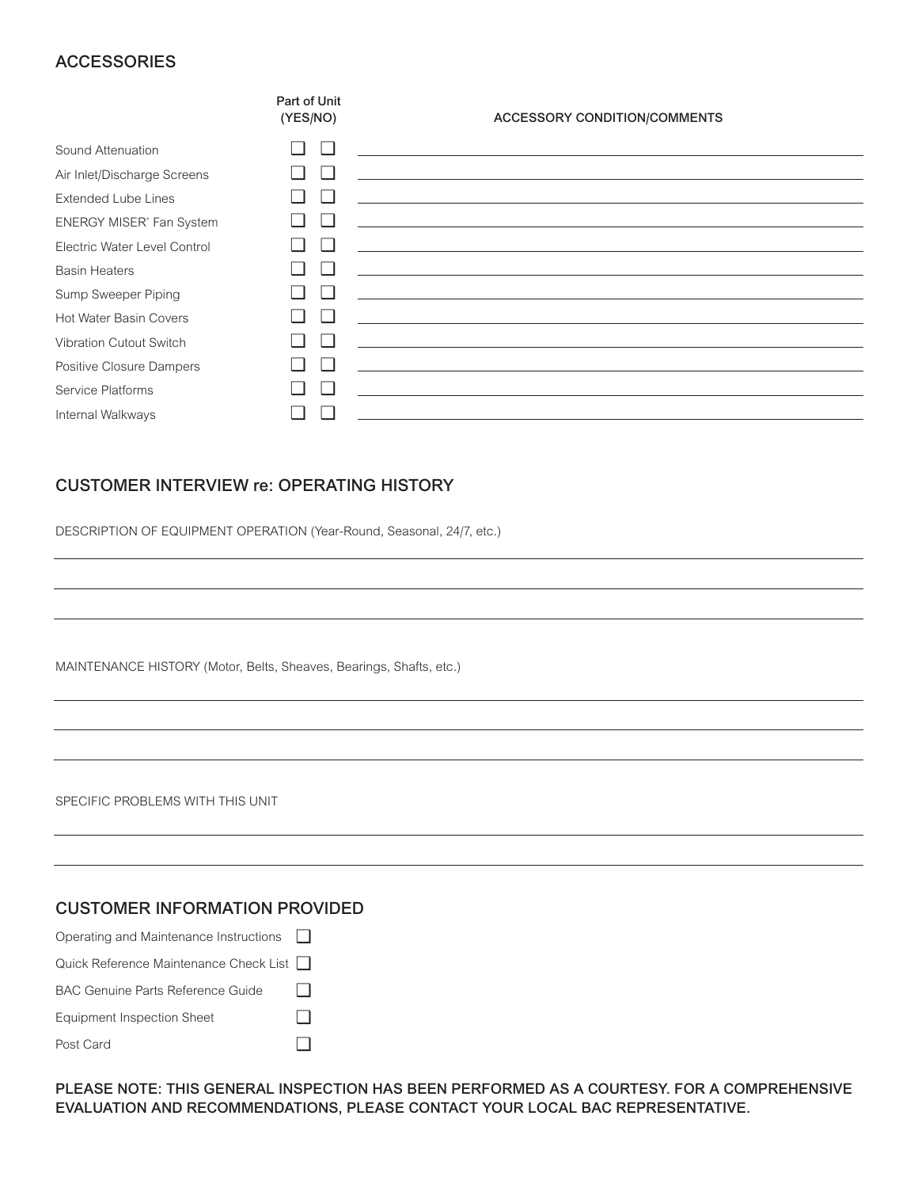## ACCESSORIES

| | Part of Unit (YES/NO) | | ACCESSORY CONDITION/COMMENTS |
|---|---|---|---|
| Sound Attenuation | ❑ | ❑ | |
| Air Inlet/Discharge Screens | ❑ | ❑ | |
| Extended Lube Lines | ❑ | ❑ | |
| ENERGY MISER® Fan System | ❑ | ❑ | |
| Electric Water Level Control | ❑ | ❑ | |
| Basin Heaters | ❑ | ❑ | |
| Sump Sweeper Piping | ❑ | ❑ | |
| Hot Water Basin Covers | ❑ | ❑ | |
| Vibration Cutout Switch | ❑ | ❑ | |
| Positive Closure Dampers | ❑ | ❑ | |
| Service Platforms | ❑ | ❑ | |
| Internal Walkways | ❑ | ❑ | |

## CUSTOMER INTERVIEW re: OPERATING HISTORY

DESCRIPTION OF EQUIPMENT OPERATION (Year-Round, Seasonal, 24/7, etc.)

\_\_\_\_\_\_\_\_\_\_\_\_\_\_\_\_\_\_\_\_\_\_\_\_\_\_\_\_\_\_\_\_\_\_\_\_\_\_\_\_

\_\_\_\_\_\_\_\_\_\_\_\_\_\_\_\_\_\_\_\_\_\_\_\_\_\_\_\_\_\_\_\_\_\_\_\_\_\_\_\_

\_\_\_\_\_\_\_\_\_\_\_\_\_\_\_\_\_\_\_\_\_\_\_\_\_\_\_\_\_\_\_\_\_\_\_\_\_\_\_\_

MAINTENANCE HISTORY (Motor, Belts, Sheaves, Bearings, Shafts, etc.)

\_\_\_\_\_\_\_\_\_\_\_\_\_\_\_\_\_\_\_\_\_\_\_\_\_\_\_\_\_\_\_\_\_\_\_\_\_\_\_\_

\_\_\_\_\_\_\_\_\_\_\_\_\_\_\_\_\_\_\_\_\_\_\_\_\_\_\_\_\_\_\_\_\_\_\_\_\_\_\_\_

\_\_\_\_\_\_\_\_\_\_\_\_\_\_\_\_\_\_\_\_\_\_\_\_\_\_\_\_\_\_\_\_\_\_\_\_\_\_\_\_

SPECIFIC PROBLEMS WITH THIS UNIT

\_\_\_\_\_\_\_\_\_\_\_\_\_\_\_\_\_\_\_\_\_\_\_\_\_\_\_\_\_\_\_\_\_\_\_\_\_\_\_\_

\_\_\_\_\_\_\_\_\_\_\_\_\_\_\_\_\_\_\_\_\_\_\_\_\_\_\_\_\_\_\_\_\_\_\_\_\_\_\_\_

## CUSTOMER INFORMATION PROVIDED

- Operating and Maintenance Instructions ❑
- Quick Reference Maintenance Check List ❑
- BAC Genuine Parts Reference Guide ❑
- Equipment Inspection Sheet ❑
- Post Card ❑

**PLEASE NOTE: THIS GENERAL INSPECTION HAS BEEN PERFORMED AS A COURTESY. FOR A COMPREHENSIVE EVALUATION AND RECOMMENDATIONS, PLEASE CONTACT YOUR LOCAL BAC REPRESENTATIVE.**